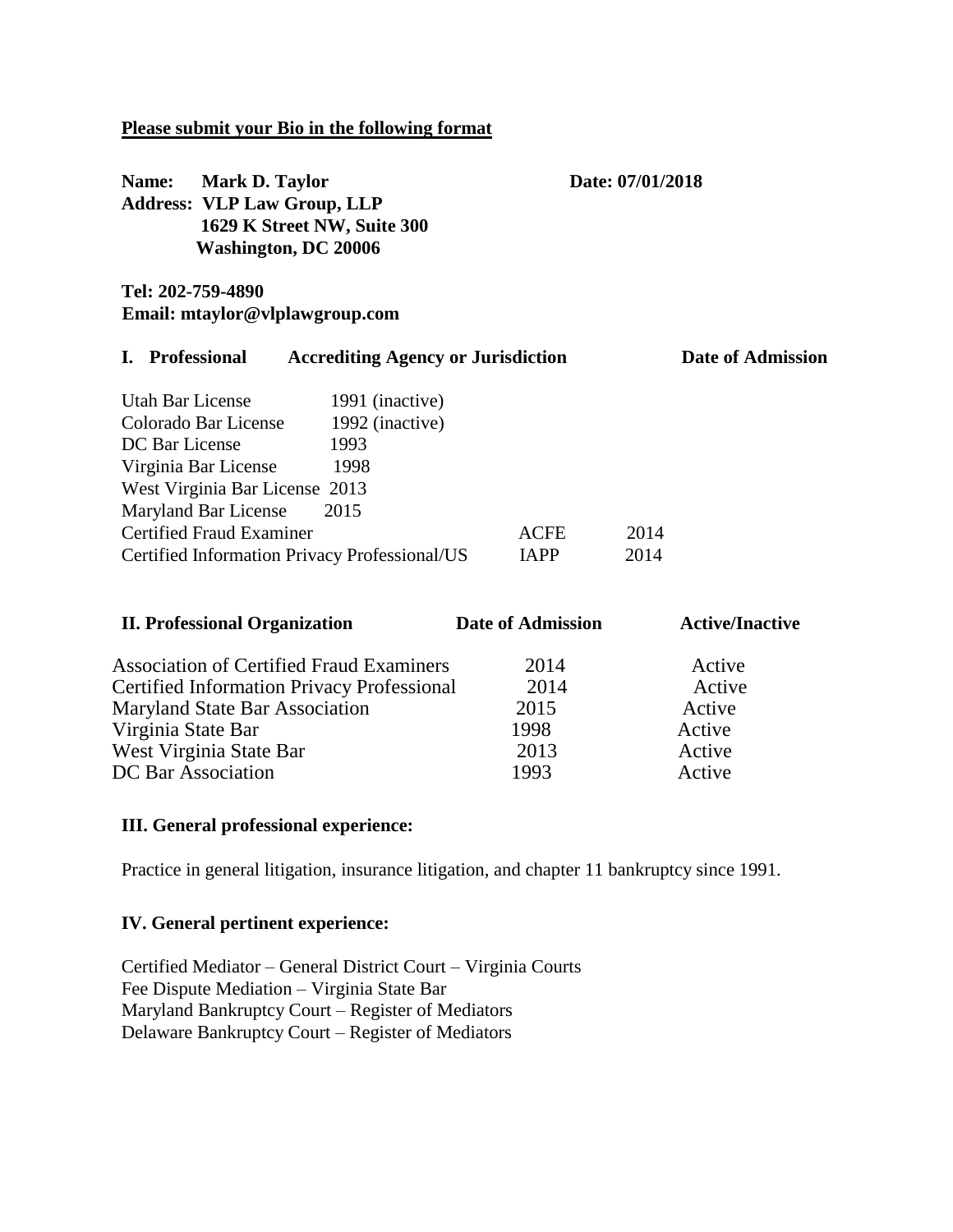**Please submit your Bio in the following format**

**Name: Mark D. Taylor** **Date: 07/01/2018**

**Address: VLP Law Group, LLP**
**1629 K Street NW, Suite 300**
**Washington, DC 20006**

**Tel: 202-759-4890**
**Email: mtaylor@vlplawgroup.com**

| **I. Professional** | **Accrediting Agency or Jurisdiction** | **Date of Admission** |
|---|---|---|
| Utah Bar License | 1991 (inactive) | |
| Colorado Bar License | 1992 (inactive) | |
| DC Bar License | 1993 | |
| Virginia Bar License | 1998 | |
| West Virginia Bar License | 2013 | |
| Maryland Bar License | 2015 | |
| Certified Fraud Examiner | ACFE | 2014 |
| Certified Information Privacy Professional/US | IAPP | 2014 |

| **II. Professional Organization** | **Date of Admission** | **Active/Inactive** |
|---|---|---|
| Association of Certified Fraud Examiners | 2014 | Active |
| Certified Information Privacy Professional | 2014 | Active |
| Maryland State Bar Association | 2015 | Active |
| Virginia State Bar | 1998 | Active |
| West Virginia State Bar | 2013 | Active |
| DC Bar Association | 1993 | Active |

**III. General professional experience:**

Practice in general litigation, insurance litigation, and chapter 11 bankruptcy since 1991.

**IV. General pertinent experience:**

Certified Mediator – General District Court – Virginia Courts
Fee Dispute Mediation – Virginia State Bar
Maryland Bankruptcy Court – Register of Mediators
Delaware Bankruptcy Court – Register of Mediators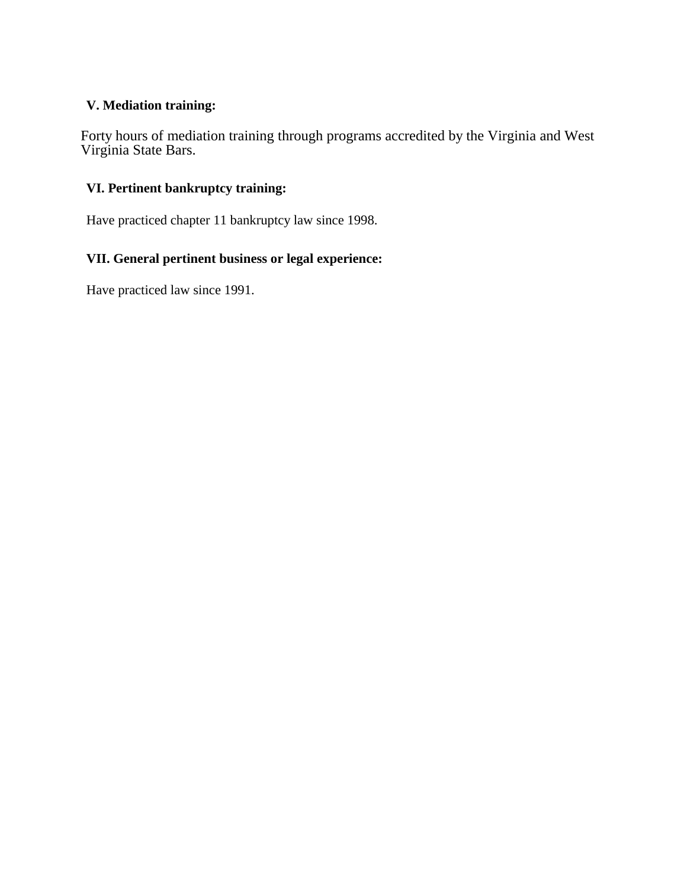**V. Mediation training:**

Forty hours of mediation training through programs accredited by the Virginia and West Virginia State Bars.

**VI. Pertinent bankruptcy training:**

Have practiced chapter 11 bankruptcy law since 1998.

**VII. General pertinent business or legal experience:**

Have practiced law since 1991.